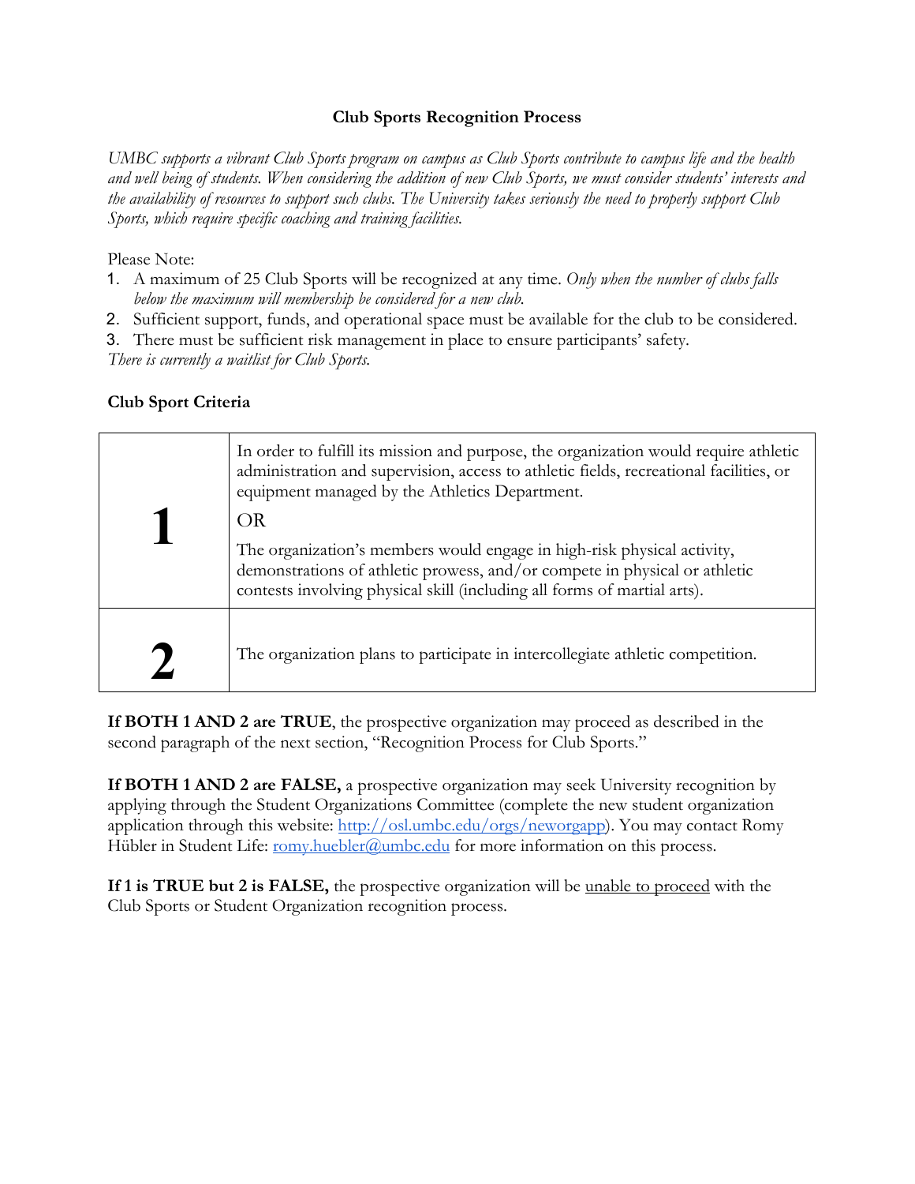# Club Sports Recognition Process

*UMBC supports a vibrant Club Sports program on campus as Club Sports contribute to campus life and the health and well being of students. When considering the addition of new Club Sports, we must consider students' interests and the availability of resources to support such clubs. The University takes seriously the need to properly support Club Sports, which require specific coaching and training facilities.*

Please Note:

1. A maximum of 25 Club Sports will be recognized at any time. *Only when the number of clubs falls below the maximum will membership be considered for a new club.*
2. Sufficient support, funds, and operational space must be available for the club to be considered.
3. There must be sufficient risk management in place to ensure participants' safety.

*There is currently a waitlist for Club Sports.*

## Club Sport Criteria

| | |
|---|---|
| **1** | In order to fulfill its mission and purpose, the organization would require athletic administration and supervision, access to athletic fields, recreational facilities, or equipment managed by the Athletics Department.<br><br>OR<br><br>The organization's members would engage in high-risk physical activity, demonstrations of athletic prowess, and/or compete in physical or athletic contests involving physical skill (including all forms of martial arts). |
| **2** | The organization plans to participate in intercollegiate athletic competition. |

**If BOTH 1 AND 2 are TRUE**, the prospective organization may proceed as described in the second paragraph of the next section, "Recognition Process for Club Sports."

**If BOTH 1 AND 2 are FALSE,** a prospective organization may seek University recognition by applying through the Student Organizations Committee (complete the new student organization application through this website: http://osl.umbc.edu/orgs/neworgapp). You may contact Romy Hübler in Student Life: romy.huebler@umbc.edu for more information on this process.

**If 1 is TRUE but 2 is FALSE,** the prospective organization will be unable to proceed with the Club Sports or Student Organization recognition process.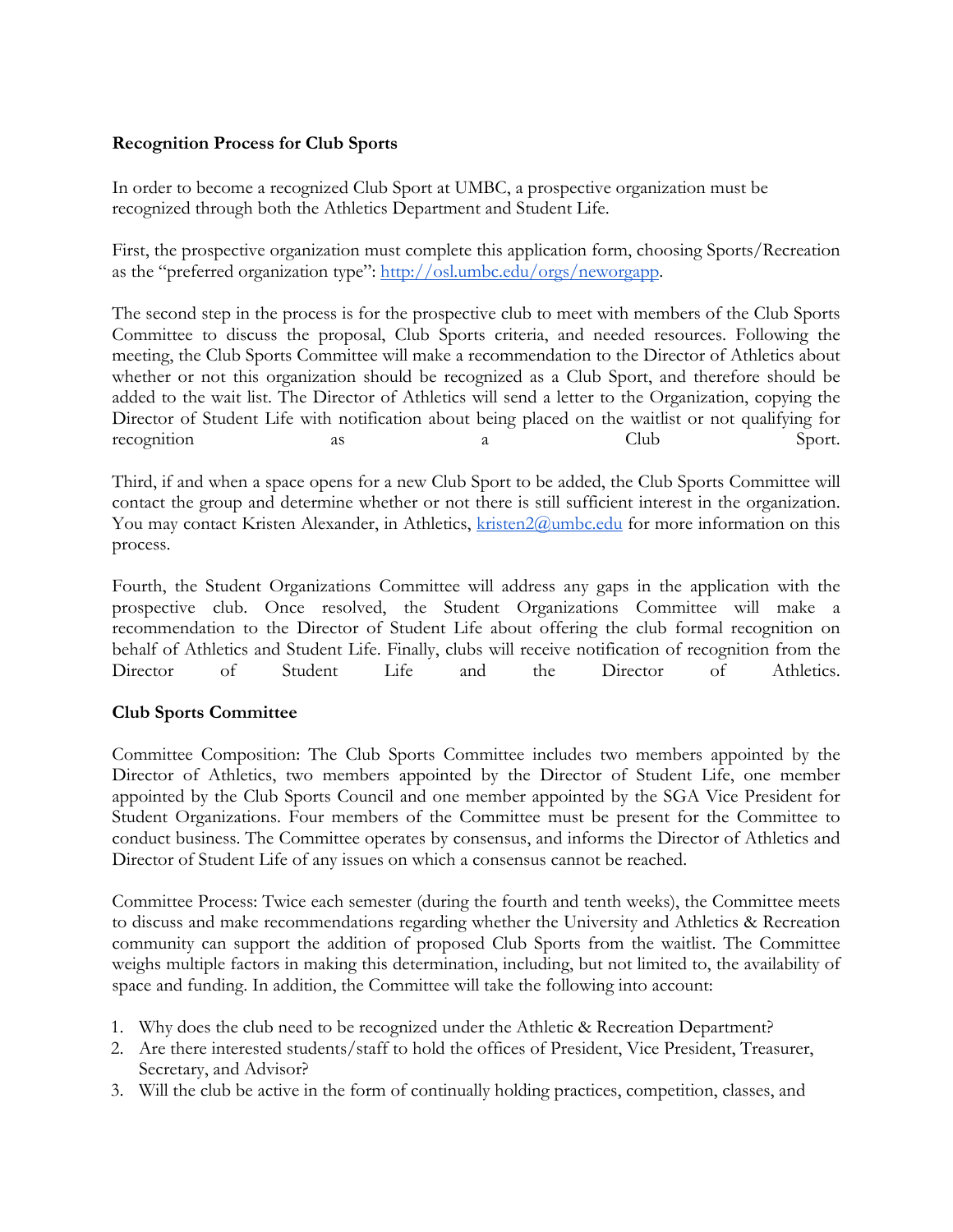**Recognition Process for Club Sports**

In order to become a recognized Club Sport at UMBC, a prospective organization must be recognized through both the Athletics Department and Student Life.

First, the prospective organization must complete this application form, choosing Sports/Recreation as the "preferred organization type": [http://osl.umbc.edu/orgs/neworgapp](http://osl.umbc.edu/orgs/neworgapp).

The second step in the process is for the prospective club to meet with members of the Club Sports Committee to discuss the proposal, Club Sports criteria, and needed resources. Following the meeting, the Club Sports Committee will make a recommendation to the Director of Athletics about whether or not this organization should be recognized as a Club Sport, and therefore should be added to the wait list. The Director of Athletics will send a letter to the Organization, copying the Director of Student Life with notification about being placed on the waitlist or not qualifying for recognition as a Club Sport.

Third, if and when a space opens for a new Club Sport to be added, the Club Sports Committee will contact the group and determine whether or not there is still sufficient interest in the organization. You may contact Kristen Alexander, in Athletics, [kristen2@umbc.edu](mailto:kristen2@umbc.edu) for more information on this process.

Fourth, the Student Organizations Committee will address any gaps in the application with the prospective club. Once resolved, the Student Organizations Committee will make a recommendation to the Director of Student Life about offering the club formal recognition on behalf of Athletics and Student Life. Finally, clubs will receive notification of recognition from the Director of Student Life and the Director of Athletics.

**Club Sports Committee**

Committee Composition: The Club Sports Committee includes two members appointed by the Director of Athletics, two members appointed by the Director of Student Life, one member appointed by the Club Sports Council and one member appointed by the SGA Vice President for Student Organizations. Four members of the Committee must be present for the Committee to conduct business. The Committee operates by consensus, and informs the Director of Athletics and Director of Student Life of any issues on which a consensus cannot be reached.

Committee Process: Twice each semester (during the fourth and tenth weeks), the Committee meets to discuss and make recommendations regarding whether the University and Athletics & Recreation community can support the addition of proposed Club Sports from the waitlist. The Committee weighs multiple factors in making this determination, including, but not limited to, the availability of space and funding. In addition, the Committee will take the following into account:

1. Why does the club need to be recognized under the Athletic & Recreation Department?
2. Are there interested students/staff to hold the offices of President, Vice President, Treasurer, Secretary, and Advisor?
3. Will the club be active in the form of continually holding practices, competition, classes, and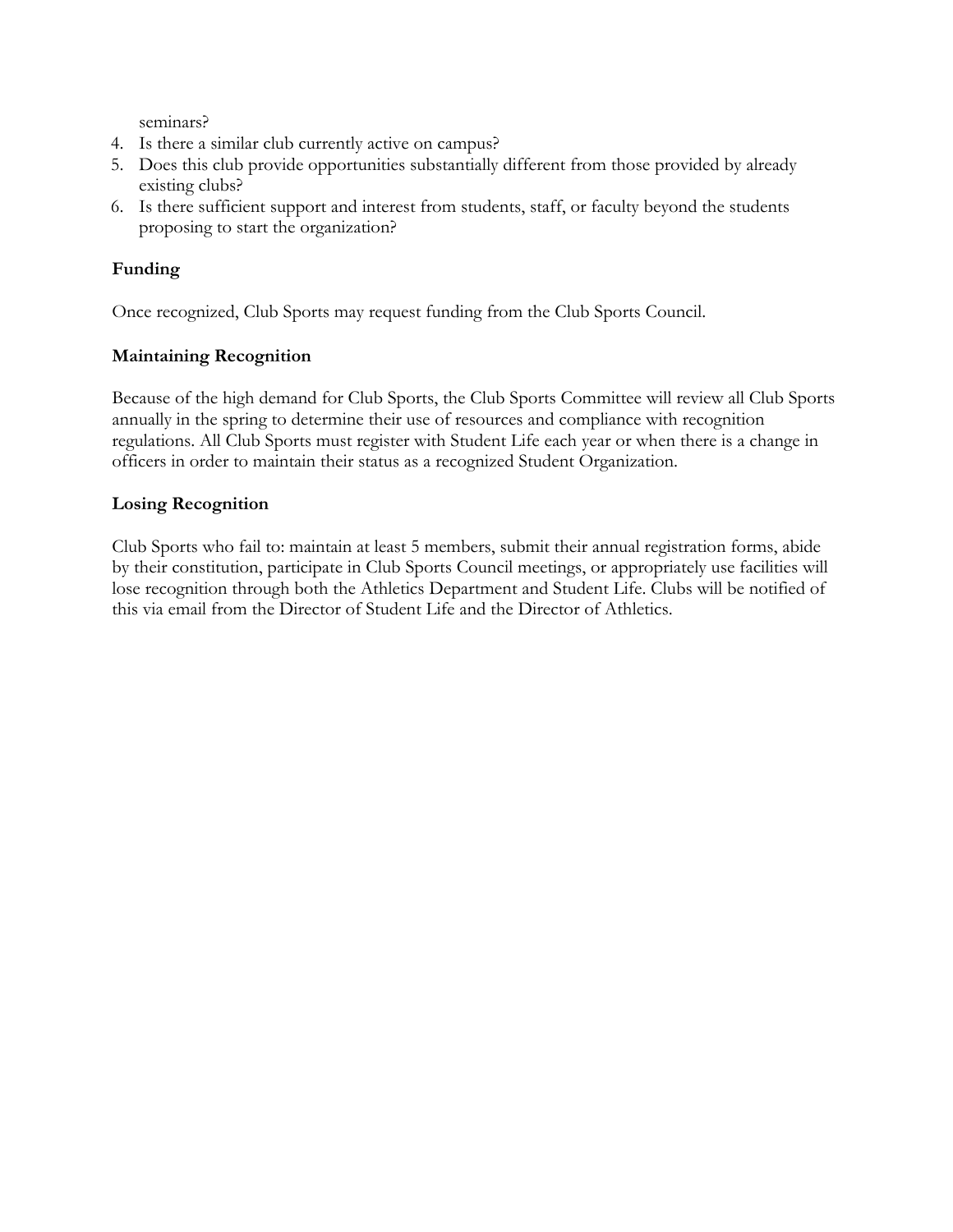seminars?

4. Is there a similar club currently active on campus?
5. Does this club provide opportunities substantially different from those provided by already existing clubs?
6. Is there sufficient support and interest from students, staff, or faculty beyond the students proposing to start the organization?

**Funding**

Once recognized, Club Sports may request funding from the Club Sports Council.

**Maintaining Recognition**

Because of the high demand for Club Sports, the Club Sports Committee will review all Club Sports annually in the spring to determine their use of resources and compliance with recognition regulations. All Club Sports must register with Student Life each year or when there is a change in officers in order to maintain their status as a recognized Student Organization.

**Losing Recognition**

Club Sports who fail to: maintain at least 5 members, submit their annual registration forms, abide by their constitution, participate in Club Sports Council meetings, or appropriately use facilities will lose recognition through both the Athletics Department and Student Life. Clubs will be notified of this via email from the Director of Student Life and the Director of Athletics.